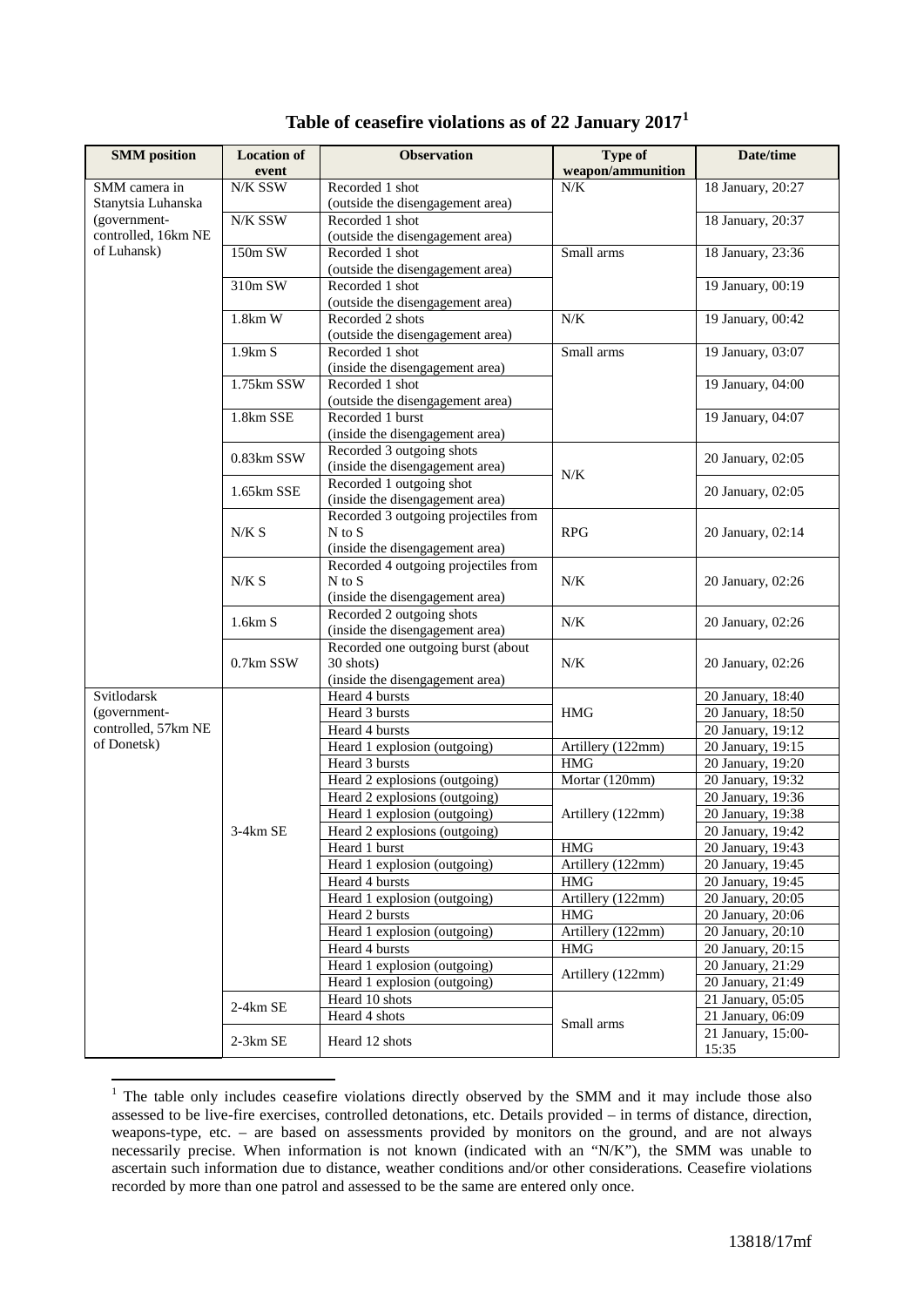# Table of ceasefire violations as of 22 January 2017[1]

| SMM position | Location of event | Observation | Type of weapon/ammunition | Date/time |
|---|---|---|---|---|
| SMM camera in Stanytsia Luhanska (government-controlled, 16km NE of Luhansk) | N/K SSW | Recorded 1 shot (outside the disengagement area) | N/K | 18 January, 20:27 |
| | N/K SSW | Recorded 1 shot (outside the disengagement area) | | 18 January, 20:37 |
| | 150m SW | Recorded 1 shot (outside the disengagement area) | Small arms | 18 January, 23:36 |
| | 310m SW | Recorded 1 shot (outside the disengagement area) | | 19 January, 00:19 |
| | 1.8km W | Recorded 2 shots (outside the disengagement area) | N/K | 19 January, 00:42 |
| | 1.9km S | Recorded 1 shot (inside the disengagement area) | Small arms | 19 January, 03:07 |
| | 1.75km SSW | Recorded 1 shot (outside the disengagement area) | | 19 January, 04:00 |
| | 1.8km SSE | Recorded 1 burst (inside the disengagement area) | | 19 January, 04:07 |
| | 0.83km SSW | Recorded 3 outgoing shots (inside the disengagement area) | N/K | 20 January, 02:05 |
| | 1.65km SSE | Recorded 1 outgoing shot (inside the disengagement area) | | 20 January, 02:05 |
| | N/K S | Recorded 3 outgoing projectiles from N to S (inside the disengagement area) | RPG | 20 January, 02:14 |
| | N/K S | Recorded 4 outgoing projectiles from N to S (inside the disengagement area) | N/K | 20 January, 02:26 |
| | 1.6km S | Recorded 2 outgoing shots (inside the disengagement area) | N/K | 20 January, 02:26 |
| | 0.7km SSW | Recorded one outgoing burst (about 30 shots) (inside the disengagement area) | N/K | 20 January, 02:26 |
| Svitlodarsk (government-controlled, 57km NE of Donetsk) | 3-4km SE | Heard 4 bursts | HMG | 20 January, 18:40 |
| | | Heard 3 bursts | | 20 January, 18:50 |
| | | Heard 4 bursts | | 20 January, 19:12 |
| | | Heard 1 explosion (outgoing) | Artillery (122mm) | 20 January, 19:15 |
| | | Heard 3 bursts | HMG | 20 January, 19:20 |
| | | Heard 2 explosions (outgoing) | Mortar (120mm) | 20 January, 19:32 |
| | | Heard 2 explosions (outgoing) | Artillery (122mm) | 20 January, 19:36 |
| | | Heard 1 explosion (outgoing) | | 20 January, 19:38 |
| | | Heard 2 explosions (outgoing) | | 20 January, 19:42 |
| | | Heard 1 burst | HMG | 20 January, 19:43 |
| | | Heard 1 explosion (outgoing) | Artillery (122mm) | 20 January, 19:45 |
| | | Heard 4 bursts | HMG | 20 January, 19:45 |
| | | Heard 1 explosion (outgoing) | Artillery (122mm) | 20 January, 20:05 |
| | | Heard 2 bursts | HMG | 20 January, 20:06 |
| | | Heard 1 explosion (outgoing) | Artillery (122mm) | 20 January, 20:10 |
| | | Heard 4 bursts | HMG | 20 January, 20:15 |
| | | Heard 1 explosion (outgoing) | Artillery (122mm) | 20 January, 21:29 |
| | | Heard 1 explosion (outgoing) | | 20 January, 21:49 |
| | 2-4km SE | Heard 10 shots | Small arms | 21 January, 05:05 |
| | | Heard 4 shots | | 21 January, 06:09 |
| | 2-3km SE | Heard 12 shots | | 21 January, 15:00-15:35 |

[1] The table only includes ceasefire violations directly observed by the SMM and it may include those also assessed to be live-fire exercises, controlled detonations, etc. Details provided – in terms of distance, direction, weapons-type, etc. – are based on assessments provided by monitors on the ground, and are not always necessarily precise. When information is not known (indicated with an "N/K"), the SMM was unable to ascertain such information due to distance, weather conditions and/or other considerations. Ceasefire violations recorded by more than one patrol and assessed to be the same are entered only once.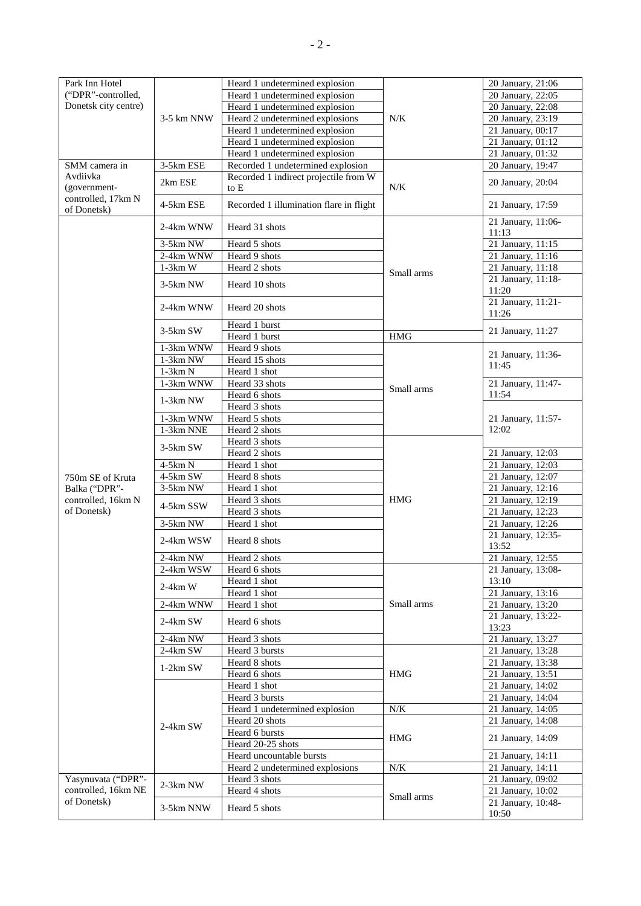| Park Inn Hotel ("DPR"-controlled, Donetsk city centre) | 3-5 km NNW | Heard 1 undetermined explosion | N/K | 20 January, 21:06 |
|---|---|---|---|---|
| | | Heard 1 undetermined explosion | | 20 January, 22:05 |
| | | Heard 1 undetermined explosion | | 20 January, 22:08 |
| | | Heard 2 undetermined explosions | | 20 January, 23:19 |
| | | Heard 1 undetermined explosion | | 21 January, 00:17 |
| | | Heard 1 undetermined explosion | | 21 January, 01:12 |
| | | Heard 1 undetermined explosion | | 21 January, 01:32 |
| SMM camera in Avdiivka (government-controlled, 17km N of Donetsk) | 3-5km ESE | Recorded 1 undetermined explosion | N/K | 20 January, 19:47 |
| | 2km ESE | Recorded 1 indirect projectile from W to E | | 20 January, 20:04 |
| | 4-5km ESE | Recorded 1 illumination flare in flight | | 21 January, 17:59 |
| 750m SE of Kruta Balka ("DPR"-controlled, 16km N of Donetsk) | 2-4km WNW | Heard 31 shots | Small arms | 21 January, 11:06-11:13 |
| | 3-5km NW | Heard 5 shots | | 21 January, 11:15 |
| | 2-4km WNW | Heard 9 shots | | 21 January, 11:16 |
| | 1-3km W | Heard 2 shots | | 21 January, 11:18 |
| | 3-5km NW | Heard 10 shots | | 21 January, 11:18-11:20 |
| | 2-4km WNW | Heard 20 shots | | 21 January, 11:21-11:26 |
| | 3-5km SW | Heard 1 burst | | 21 January, 11:27 |
| | | Heard 1 burst | HMG | |
| | 1-3km WNW | Heard 9 shots | Small arms | 21 January, 11:36-11:45 |
| | 1-3km NW | Heard 15 shots | | |
| | 1-3km N | Heard 1 shot | | |
| | 1-3km WNW | Heard 33 shots | | 21 January, 11:47-11:54 |
| | 1-3km NW | Heard 6 shots | | |
| | | Heard 3 shots | | 21 January, 11:57-12:02 |
| | 1-3km WNW | Heard 5 shots | | |
| | 1-3km NNE | Heard 2 shots | | |
| | 3-5km SW | Heard 3 shots | HMG | |
| | | Heard 2 shots | | 21 January, 12:03 |
| | 4-5km N | Heard 1 shot | | 21 January, 12:03 |
| | 4-5km SW | Heard 8 shots | | 21 January, 12:07 |
| | 3-5km NW | Heard 1 shot | | 21 January, 12:16 |
| | 4-5km SSW | Heard 3 shots | | 21 January, 12:19 |
| | | Heard 3 shots | | 21 January, 12:23 |
| | 3-5km NW | Heard 1 shot | | 21 January, 12:26 |
| | 2-4km WSW | Heard 8 shots | | 21 January, 12:35-13:52 |
| | 2-4km NW | Heard 2 shots | | 21 January, 12:55 |
| | 2-4km WSW | Heard 6 shots | Small arms | 21 January, 13:08-13:10 |
| | 2-4km W | Heard 1 shot | | |
| | | Heard 1 shot | | 21 January, 13:16 |
| | 2-4km WNW | Heard 1 shot | | 21 January, 13:20 |
| | 2-4km SW | Heard 6 shots | | 21 January, 13:22-13:23 |
| | 2-4km NW | Heard 3 shots | | 21 January, 13:27 |
| | 2-4km SW | Heard 3 bursts | HMG | 21 January, 13:28 |
| | 1-2km SW | Heard 8 shots | | 21 January, 13:38 |
| | | Heard 6 shots | | 21 January, 13:51 |
| | 2-4km SW | Heard 1 shot | | 21 January, 14:02 |
| | | Heard 3 bursts | | 21 January, 14:04 |
| | | Heard 1 undetermined explosion | N/K | 21 January, 14:05 |
| | | Heard 20 shots | HMG | 21 January, 14:08 |
| | | Heard 6 bursts | | 21 January, 14:09 |
| | | Heard 20-25 shots | | |
| | | Heard uncountable bursts | | 21 January, 14:11 |
| | | Heard 2 undetermined explosions | N/K | 21 January, 14:11 |
| Yasynuvata ("DPR"-controlled, 16km NE of Donetsk) | 2-3km NW | Heard 3 shots | Small arms | 21 January, 09:02 |
| | | Heard 4 shots | | 21 January, 10:02 |
| | 3-5km NNW | Heard 5 shots | | 21 January, 10:48-10:50 |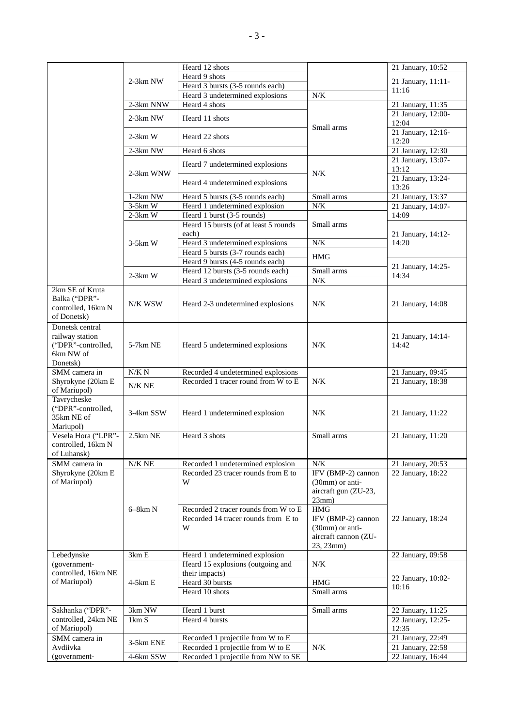| | | | | |
|---|---|---|---|---|
| | 2-3km NW | Heard 12 shots | | 21 January, 10:52 |
| | | Heard 9 shots | | 21 January, 11:11-11:16 |
| | | Heard 3 bursts (3-5 rounds each) | | |
| | | Heard 3 undetermined explosions | N/K | |
| | 2-3km NNW | Heard 4 shots | Small arms | 21 January, 11:35 |
| | 2-3km NW | Heard 11 shots | | 21 January, 12:00-12:04 |
| | 2-3km W | Heard 22 shots | | 21 January, 12:16-12:20 |
| | 2-3km NW | Heard 6 shots | | 21 January, 12:30 |
| | 2-3km WNW | Heard 7 undetermined explosions | N/K | 21 January, 13:07-13:12 |
| | | Heard 4 undetermined explosions | | 21 January, 13:24-13:26 |
| | 1-2km NW | Heard 5 bursts (3-5 rounds each) | Small arms | 21 January, 13:37 |
| | 3-5km W | Heard 1 undetermined explosion | N/K | 21 January, 14:07-14:09 |
| | 2-3km W | Heard 1 burst (3-5 rounds) | Small arms | |
| | 3-5km W | Heard 15 bursts (of at least 5 rounds each) | | 21 January, 14:12-14:20 |
| | | Heard 3 undetermined explosions | N/K | |
| | | Heard 5 bursts (3-7 rounds each) | HMG | |
| | | Heard 9 bursts (4-5 rounds each) | | 21 January, 14:25-14:34 |
| | 2-3km W | Heard 12 bursts (3-5 rounds each) | Small arms | |
| | | Heard 3 undetermined explosions | N/K | |
| 2km SE of Kruta Balka ("DPR"-controlled, 16km N of Donetsk) | N/K WSW | Heard 2-3 undetermined explosions | N/K | 21 January, 14:08 |
| Donetsk central railway station ("DPR"-controlled, 6km NW of Donetsk) | 5-7km NE | Heard 5 undetermined explosions | N/K | 21 January, 14:14-14:42 |
| SMM camera in Shyrokyne (20km E of Mariupol) | N/K N | Recorded 4 undetermined explosions | N/K | 21 January, 09:45 |
| | N/K NE | Recorded 1 tracer round from W to E | | 21 January, 18:38 |
| Tavrycheske ("DPR"-controlled, 35km NE of Mariupol) | 3-4km SSW | Heard 1 undetermined explosion | N/K | 21 January, 11:22 |
| Vesela Hora ("LPR"-controlled, 16km N of Luhansk) | 2.5km NE | Heard 3 shots | Small arms | 21 January, 11:20 |
| SMM camera in Shyrokyne (20km E of Mariupol) | N/K NE | Recorded 1 undetermined explosion | N/K | 21 January, 20:53 |
| | 6–8km N | Recorded 23 tracer rounds from E to W | IFV (BMP-2) cannon (30mm) or anti-aircraft gun (ZU-23, 23mm) | 22 January, 18:22 |
| | | Recorded 2 tracer rounds from W to E | HMG | |
| | | Recorded 14 tracer rounds from E to W | IFV (BMP-2) cannon (30mm) or anti-aircraft cannon (ZU-23, 23mm) | 22 January, 18:24 |
| Lebedynske (government-controlled, 16km NE of Mariupol) | 3km E | Heard 1 undetermined explosion | N/K | 22 January, 09:58 |
| | 4-5km E | Heard 15 explosions (outgoing and their impacts) | | 22 January, 10:02-10:16 |
| | | Heard 30 bursts | HMG | |
| | | Heard 10 shots | Small arms | |
| Sakhanka ("DPR"-controlled, 24km NE of Mariupol) | 3km NW | Heard 1 burst | Small arms | 22 January, 11:25 |
| | 1km S | Heard 4 bursts | | 22 January, 12:25-12:35 |
| SMM camera in Avdiivka (government- | 3-5km ENE | Recorded 1 projectile from W to E | N/K | 21 January, 22:49 |
| | | Recorded 1 projectile from W to E | | 21 January, 22:58 |
| | 4-6km SSW | Recorded 1 projectile from NW to SE | | 22 January, 16:44 |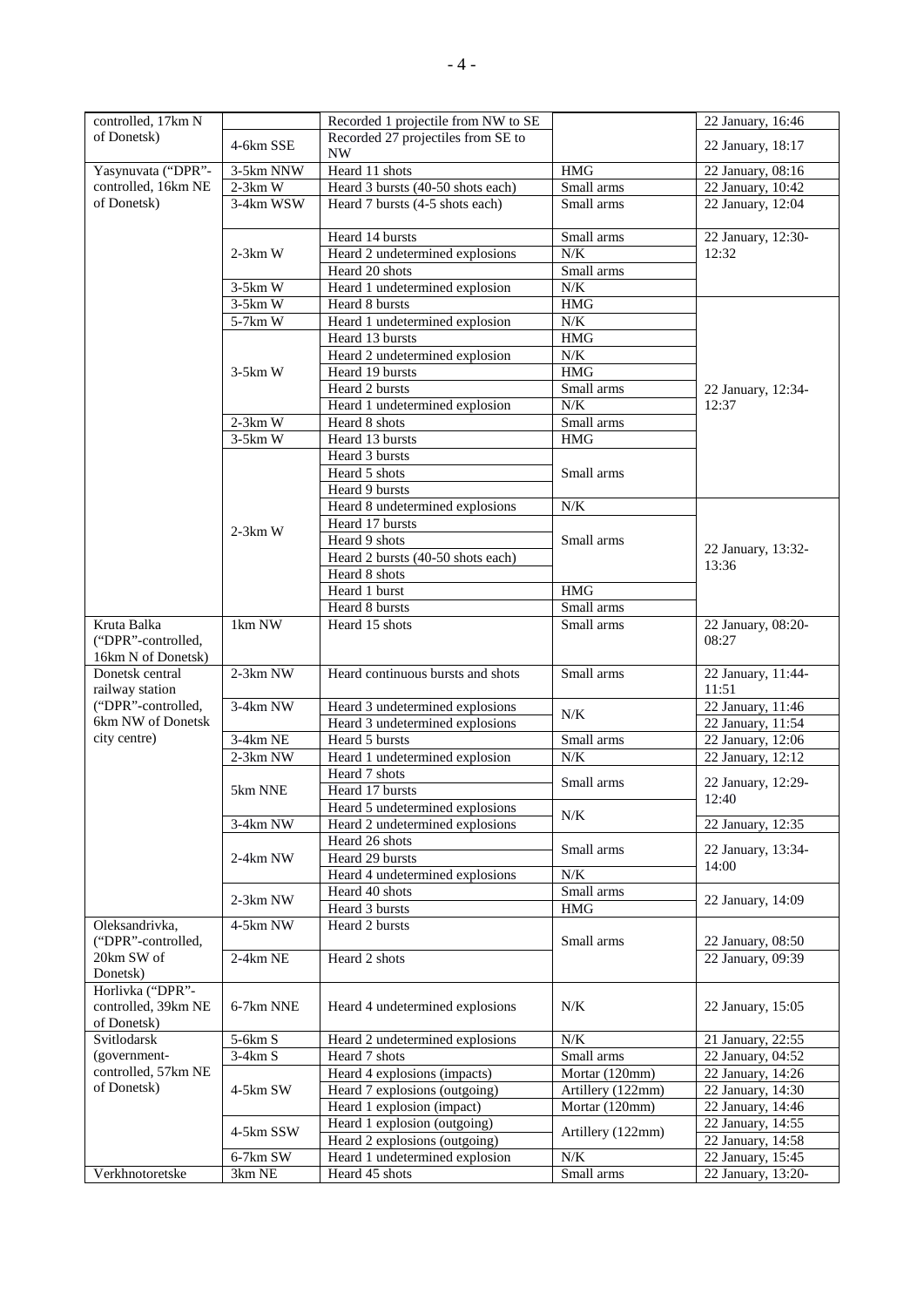| | | | | |
|---|---|---|---|---|
| controlled, 17km N of Donetsk) | | Recorded 1 projectile from NW to SE | | 22 January, 16:46 |
| | 4-6km SSE | Recorded 27 projectiles from SE to NW | | 22 January, 18:17 |
| Yasynuvata ("DPR"-controlled, 16km NE of Donetsk) | 3-5km NNW | Heard 11 shots | HMG | 22 January, 08:16 |
| | 2-3km W | Heard 3 bursts (40-50 shots each) | Small arms | 22 January, 10:42 |
| | 3-4km WSW | Heard 7 bursts (4-5 shots each) | Small arms | 22 January, 12:04 |
| | 2-3km W | Heard 14 bursts | Small arms | 22 January, 12:30-12:32 |
| | | Heard 2 undetermined explosions | N/K | |
| | | Heard 20 shots | Small arms | |
| | 3-5km W | Heard 1 undetermined explosion | N/K | |
| | 3-5km W | Heard 8 bursts | HMG | 22 January, 12:34-12:37 |
| | 5-7km W | Heard 1 undetermined explosion | N/K | |
| | 3-5km W | Heard 13 bursts | HMG | |
| | | Heard 2 undetermined explosion | N/K | |
| | | Heard 19 bursts | HMG | |
| | | Heard 2 bursts | Small arms | |
| | | Heard 1 undetermined explosion | N/K | |
| | 2-3km W | Heard 8 shots | Small arms | |
| | 3-5km W | Heard 13 bursts | HMG | |
| | 2-3km W | Heard 3 bursts | Small arms | |
| | | Heard 5 shots | | |
| | | Heard 9 bursts | | |
| | | Heard 8 undetermined explosions | N/K | 22 January, 13:32-13:36 |
| | | Heard 17 bursts | Small arms | |
| | | Heard 9 shots | | |
| | | Heard 2 bursts (40-50 shots each) | | |
| | | Heard 8 shots | | |
| | | Heard 1 burst | HMG | |
| | | Heard 8 bursts | Small arms | |
| Kruta Balka ("DPR"-controlled, 16km N of Donetsk) | 1km NW | Heard 15 shots | Small arms | 22 January, 08:20-08:27 |
| Donetsk central railway station ("DPR"-controlled, 6km NW of Donetsk city centre) | 2-3km NW | Heard continuous bursts and shots | Small arms | 22 January, 11:44-11:51 |
| | 3-4km NW | Heard 3 undetermined explosions | N/K | 22 January, 11:46 |
| | | Heard 3 undetermined explosions | | 22 January, 11:54 |
| | 3-4km NE | Heard 5 bursts | Small arms | 22 January, 12:06 |
| | 2-3km NW | Heard 1 undetermined explosion | N/K | 22 January, 12:12 |
| | 5km NNE | Heard 7 shots | Small arms | 22 January, 12:29-12:40 |
| | | Heard 17 bursts | | |
| | | Heard 5 undetermined explosions | N/K | |
| | 3-4km NW | Heard 2 undetermined explosions | | 22 January, 12:35 |
| | 2-4km NW | Heard 26 shots | Small arms | 22 January, 13:34-14:00 |
| | | Heard 29 bursts | | |
| | | Heard 4 undetermined explosions | N/K | |
| | 2-3km NW | Heard 40 shots | Small arms | 22 January, 14:09 |
| | | Heard 3 bursts | HMG | |
| Oleksandrivka, ("DPR"-controlled, 20km SW of Donetsk) | 4-5km NW | Heard 2 bursts | Small arms | 22 January, 08:50 |
| | 2-4km NE | Heard 2 shots | | 22 January, 09:39 |
| Horlivka ("DPR"-controlled, 39km NE of Donetsk) | 6-7km NNE | Heard 4 undetermined explosions | N/K | 22 January, 15:05 |
| Svitlodarsk (government-controlled, 57km NE of Donetsk) | 5-6km S | Heard 2 undetermined explosions | N/K | 21 January, 22:55 |
| | 3-4km S | Heard 7 shots | Small arms | 22 January, 04:52 |
| | 4-5km SW | Heard 4 explosions (impacts) | Mortar (120mm) | 22 January, 14:26 |
| | | Heard 7 explosions (outgoing) | Artillery (122mm) | 22 January, 14:30 |
| | | Heard 1 explosion (impact) | Mortar (120mm) | 22 January, 14:46 |
| | 4-5km SSW | Heard 1 explosion (outgoing) | Artillery (122mm) | 22 January, 14:55 |
| | | Heard 2 explosions (outgoing) | | 22 January, 14:58 |
| | 6-7km SW | Heard 1 undetermined explosion | N/K | 22 January, 15:45 |
| Verkhnotoretske | 3km NE | Heard 45 shots | Small arms | 22 January, 13:20- |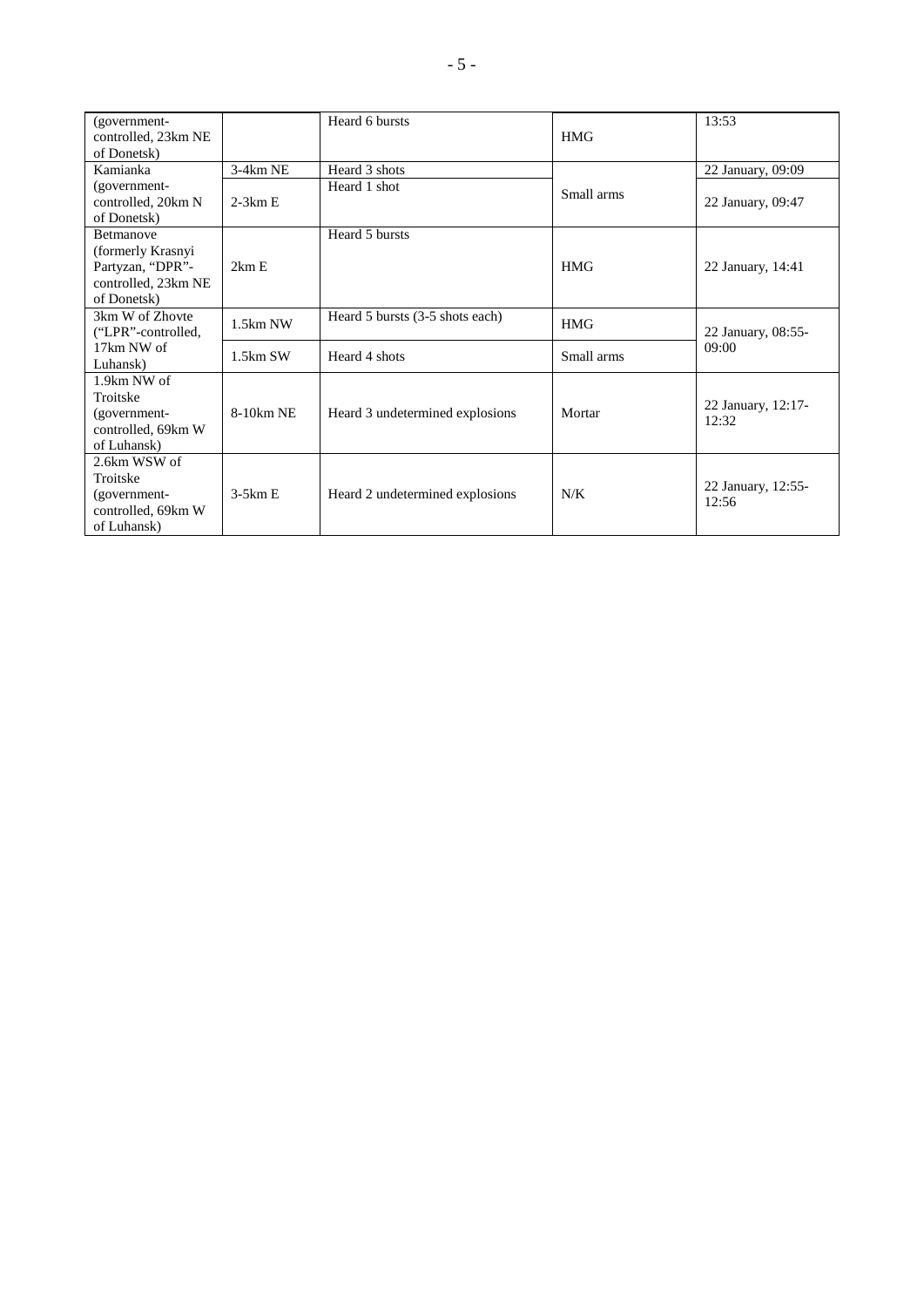| | | | | |
|---|---|---|---|---|
| (government-controlled, 23km NE of Donetsk) | | Heard 6 bursts | HMG | 13:53 |
| Kamianka (government-controlled, 20km N of Donetsk) | 3-4km NE | Heard 3 shots | Small arms | 22 January, 09:09 |
| | 2-3km E | Heard 1 shot | | 22 January, 09:47 |
| Betmanove (formerly Krasnyi Partyzan, "DPR"-controlled, 23km NE of Donetsk) | 2km E | Heard 5 bursts | HMG | 22 January, 14:41 |
| 3km W of Zhovte ("LPR"-controlled, 17km NW of Luhansk) | 1.5km NW | Heard 5 bursts (3-5 shots each) | HMG | 22 January, 08:55-09:00 |
| | 1.5km SW | Heard 4 shots | Small arms | |
| 1.9km NW of Troitske (government-controlled, 69km W of Luhansk) | 8-10km NE | Heard 3 undetermined explosions | Mortar | 22 January, 12:17-12:32 |
| 2.6km WSW of Troitske (government-controlled, 69km W of Luhansk) | 3-5km E | Heard 2 undetermined explosions | N/K | 22 January, 12:55-12:56 |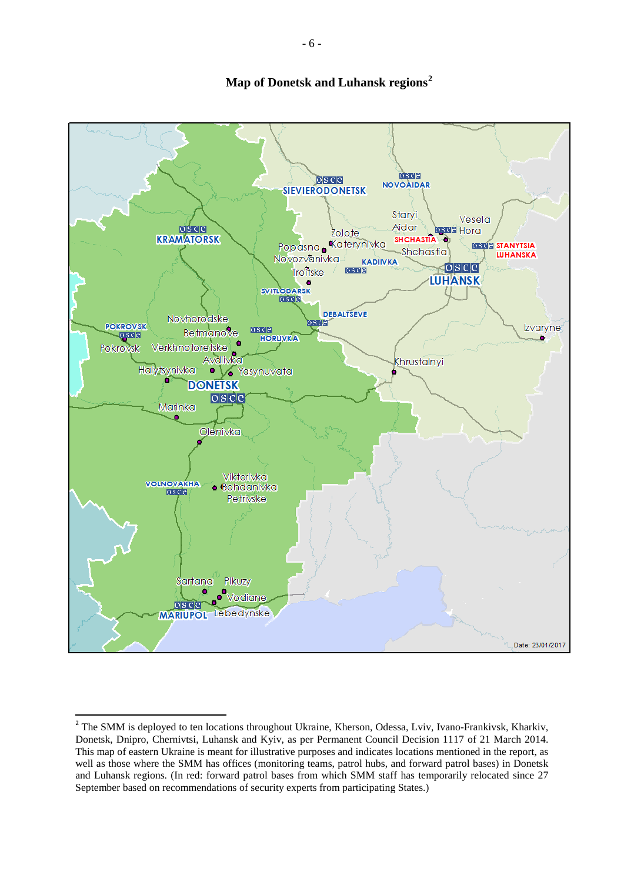## Map of Donetsk and Luhansk regions[2]

OSCE
SIEVIERODONETSK
OSCE
NOVOAIDAR
Staryi
Aidar
Vesela
Hora
Zolote
OSCE
KRAMATORSK
Popasna
Katerynivka
SHCHASTIA
OSCE
STANYTSIA
LUHANSKA
Novozvanivka
Shchastia
KADIIVKA
OSCE
Trotske
OSCE
LUHANSK
SVITLODARSK
OSCE
DEBALTSEVE
OSCE
Novhorodske
POKROVSK
OSCE
Betmanove
OSCE
HORLIVKA
Izvaryne
Pokrovsk
Verkhnotoretske
Avdiivka
Khrustalnyi
Halytsynivka
Yasynuvata
DONETSK
OSCE
Marinka
Olenivka
Viktorivka
VOLNOVAKHA
OSCE
Bohdanivka
Petrivske
Sartana
Pikuzy
Vodiane
OSCE
MARIUPOL
Lebedynske
Date: 23/01/2017

[2] The SMM is deployed to ten locations throughout Ukraine, Kherson, Odessa, Lviv, Ivano-Frankivsk, Kharkiv, Donetsk, Dnipro, Chernivtsi, Luhansk and Kyiv, as per Permanent Council Decision 1117 of 21 March 2014. This map of eastern Ukraine is meant for illustrative purposes and indicates locations mentioned in the report, as well as those where the SMM has offices (monitoring teams, patrol hubs, and forward patrol bases) in Donetsk and Luhansk regions. (In red: forward patrol bases from which SMM staff has temporarily relocated since 27 September based on recommendations of security experts from participating States.)